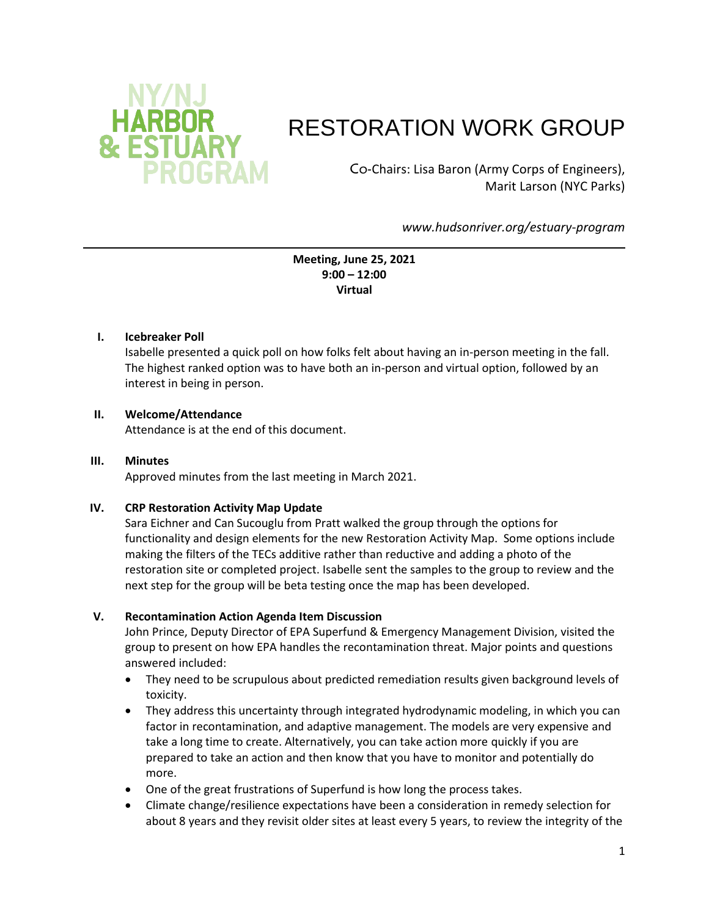# RESTORATION WORK GROUP

Co-Chairs: Lisa Baron (Army Corps of Engineers), Marit Larson (NYC Parks)

*www.hudsonriver.org/estuary-program*

---

**Meeting, June 25, 2021**
**9:00 – 12:00**
**Virtual**

## I. Icebreaker Poll

Isabelle presented a quick poll on how folks felt about having an in-person meeting in the fall. The highest ranked option was to have both an in-person and virtual option, followed by an interest in being in person.

## II. Welcome/Attendance

Attendance is at the end of this document.

## III. Minutes

Approved minutes from the last meeting in March 2021.

## IV. CRP Restoration Activity Map Update

Sara Eichner and Can Sucouglu from Pratt walked the group through the options for functionality and design elements for the new Restoration Activity Map. Some options include making the filters of the TECs additive rather than reductive and adding a photo of the restoration site or completed project. Isabelle sent the samples to the group to review and the next step for the group will be beta testing once the map has been developed.

## V. Recontamination Action Agenda Item Discussion

John Prince, Deputy Director of EPA Superfund & Emergency Management Division, visited the group to present on how EPA handles the recontamination threat. Major points and questions answered included:

- They need to be scrupulous about predicted remediation results given background levels of toxicity.
- They address this uncertainty through integrated hydrodynamic modeling, in which you can factor in recontamination, and adaptive management. The models are very expensive and take a long time to create. Alternatively, you can take action more quickly if you are prepared to take an action and then know that you have to monitor and potentially do more.
- One of the great frustrations of Superfund is how long the process takes.
- Climate change/resilience expectations have been a consideration in remedy selection for about 8 years and they revisit older sites at least every 5 years, to review the integrity of the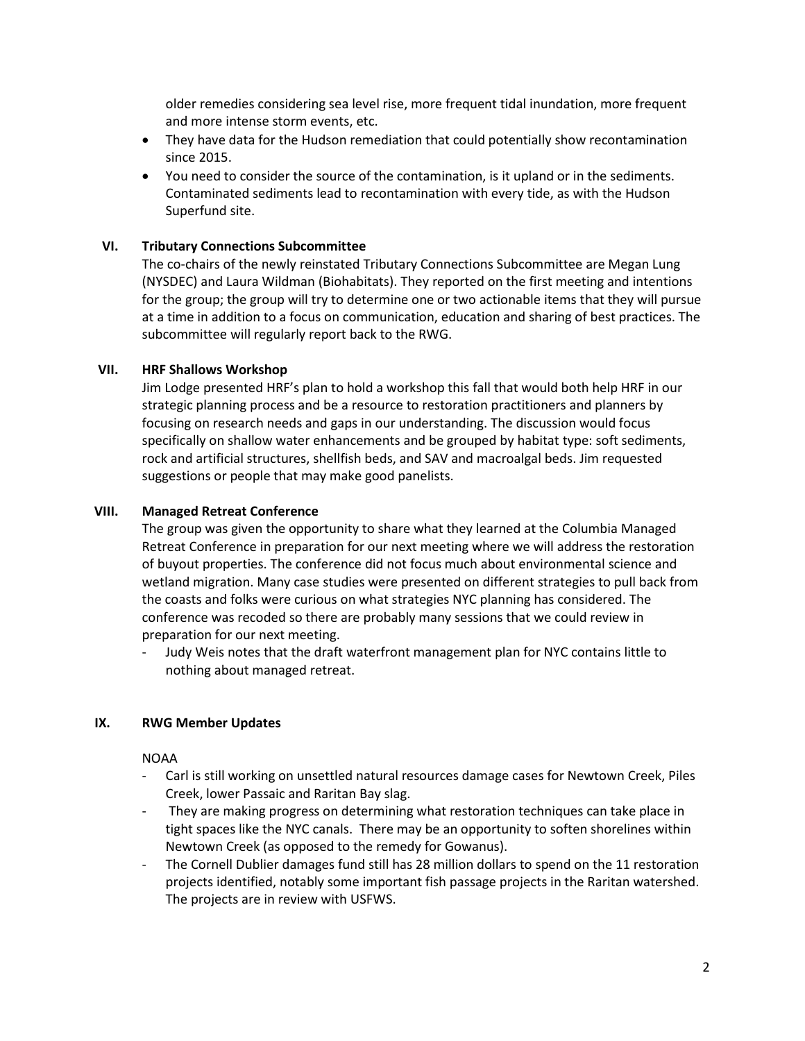older remedies considering sea level rise, more frequent tidal inundation, more frequent and more intense storm events, etc.

- They have data for the Hudson remediation that could potentially show recontamination since 2015.
- You need to consider the source of the contamination, is it upland or in the sediments. Contaminated sediments lead to recontamination with every tide, as with the Hudson Superfund site.

### VI. Tributary Connections Subcommittee

The co-chairs of the newly reinstated Tributary Connections Subcommittee are Megan Lung (NYSDEC) and Laura Wildman (Biohabitats). They reported on the first meeting and intentions for the group; the group will try to determine one or two actionable items that they will pursue at a time in addition to a focus on communication, education and sharing of best practices. The subcommittee will regularly report back to the RWG.

### VII. HRF Shallows Workshop

Jim Lodge presented HRF's plan to hold a workshop this fall that would both help HRF in our strategic planning process and be a resource to restoration practitioners and planners by focusing on research needs and gaps in our understanding. The discussion would focus specifically on shallow water enhancements and be grouped by habitat type: soft sediments, rock and artificial structures, shellfish beds, and SAV and macroalgal beds. Jim requested suggestions or people that may make good panelists.

### VIII. Managed Retreat Conference

The group was given the opportunity to share what they learned at the Columbia Managed Retreat Conference in preparation for our next meeting where we will address the restoration of buyout properties. The conference did not focus much about environmental science and wetland migration. Many case studies were presented on different strategies to pull back from the coasts and folks were curious on what strategies NYC planning has considered. The conference was recoded so there are probably many sessions that we could review in preparation for our next meeting.

- Judy Weis notes that the draft waterfront management plan for NYC contains little to nothing about managed retreat.

### IX. RWG Member Updates

NOAA

- Carl is still working on unsettled natural resources damage cases for Newtown Creek, Piles Creek, lower Passaic and Raritan Bay slag.
- They are making progress on determining what restoration techniques can take place in tight spaces like the NYC canals. There may be an opportunity to soften shorelines within Newtown Creek (as opposed to the remedy for Gowanus).
- The Cornell Dublier damages fund still has 28 million dollars to spend on the 11 restoration projects identified, notably some important fish passage projects in the Raritan watershed. The projects are in review with USFWS.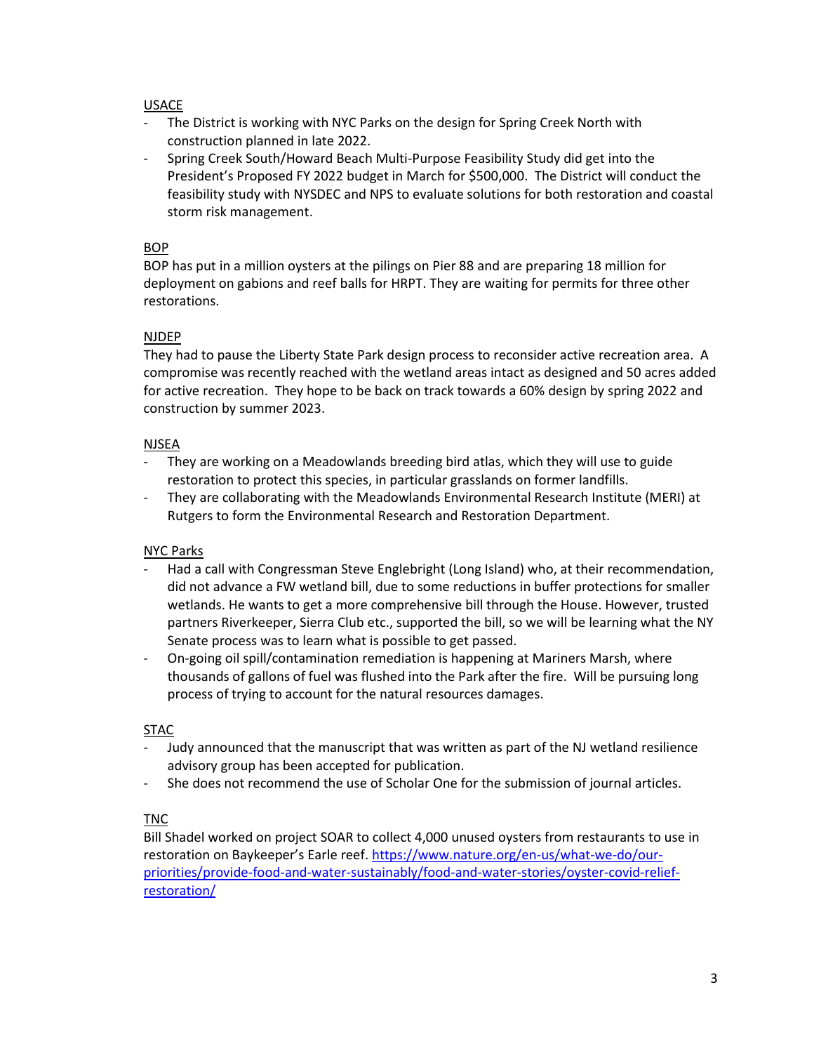USACE

- The District is working with NYC Parks on the design for Spring Creek North with construction planned in late 2022.
- Spring Creek South/Howard Beach Multi-Purpose Feasibility Study did get into the President's Proposed FY 2022 budget in March for $500,000. The District will conduct the feasibility study with NYSDEC and NPS to evaluate solutions for both restoration and coastal storm risk management.

BOP

BOP has put in a million oysters at the pilings on Pier 88 and are preparing 18 million for deployment on gabions and reef balls for HRPT. They are waiting for permits for three other restorations.

NJDEP

They had to pause the Liberty State Park design process to reconsider active recreation area. A compromise was recently reached with the wetland areas intact as designed and 50 acres added for active recreation. They hope to be back on track towards a 60% design by spring 2022 and construction by summer 2023.

NJSEA

- They are working on a Meadowlands breeding bird atlas, which they will use to guide restoration to protect this species, in particular grasslands on former landfills.
- They are collaborating with the Meadowlands Environmental Research Institute (MERI) at Rutgers to form the Environmental Research and Restoration Department.

NYC Parks

- Had a call with Congressman Steve Englebright (Long Island) who, at their recommendation, did not advance a FW wetland bill, due to some reductions in buffer protections for smaller wetlands. He wants to get a more comprehensive bill through the House. However, trusted partners Riverkeeper, Sierra Club etc., supported the bill, so we will be learning what the NY Senate process was to learn what is possible to get passed.
- On-going oil spill/contamination remediation is happening at Mariners Marsh, where thousands of gallons of fuel was flushed into the Park after the fire. Will be pursuing long process of trying to account for the natural resources damages.

STAC

- Judy announced that the manuscript that was written as part of the NJ wetland resilience advisory group has been accepted for publication.
- She does not recommend the use of Scholar One for the submission of journal articles.

TNC

Bill Shadel worked on project SOAR to collect 4,000 unused oysters from restaurants to use in restoration on Baykeeper's Earle reef. https://www.nature.org/en-us/what-we-do/our-priorities/provide-food-and-water-sustainably/food-and-water-stories/oyster-covid-relief-restoration/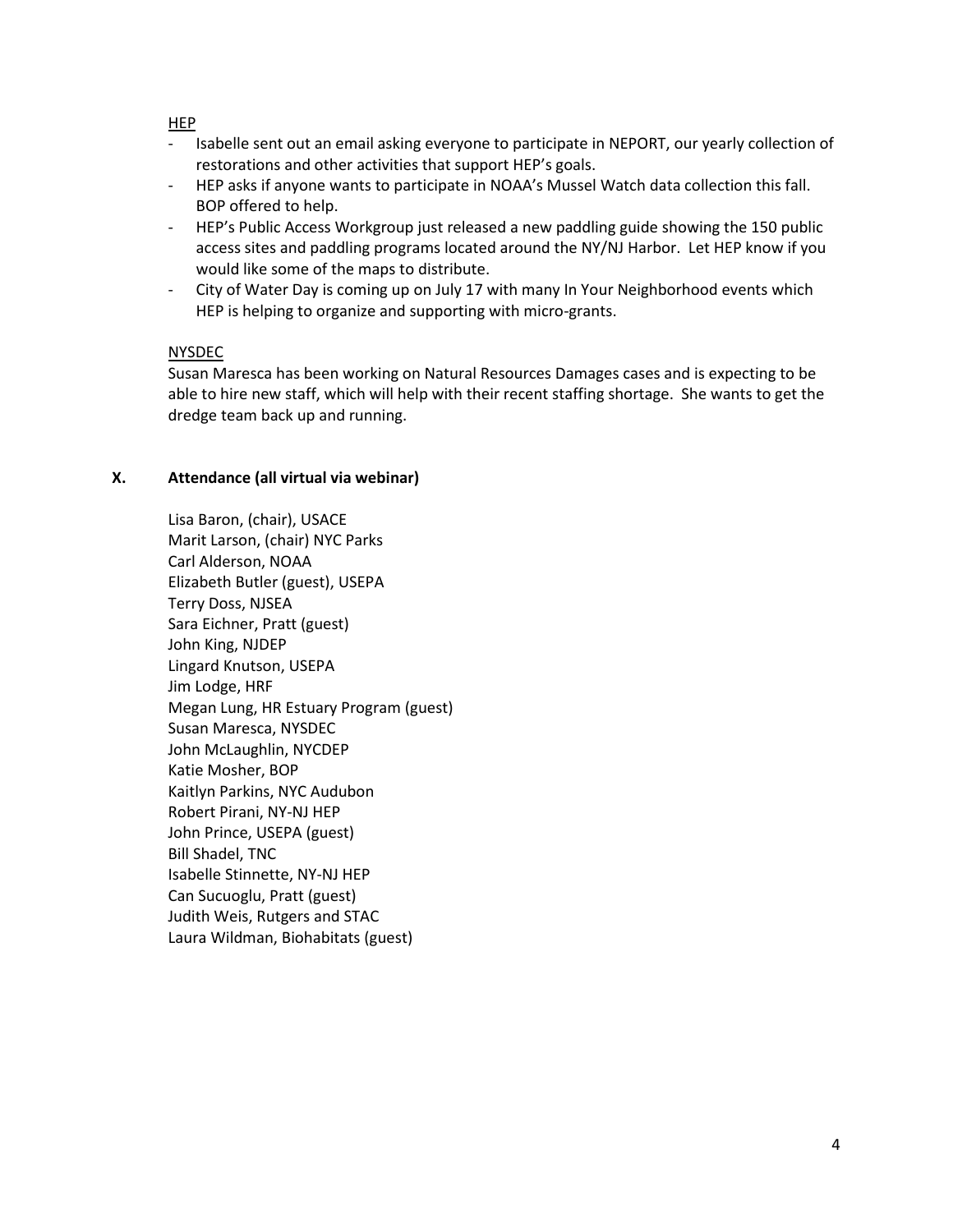HEP

- Isabelle sent out an email asking everyone to participate in NEPORT, our yearly collection of restorations and other activities that support HEP's goals.
- HEP asks if anyone wants to participate in NOAA's Mussel Watch data collection this fall. BOP offered to help.
- HEP's Public Access Workgroup just released a new paddling guide showing the 150 public access sites and paddling programs located around the NY/NJ Harbor. Let HEP know if you would like some of the maps to distribute.
- City of Water Day is coming up on July 17 with many In Your Neighborhood events which HEP is helping to organize and supporting with micro-grants.

NYSDEC

Susan Maresca has been working on Natural Resources Damages cases and is expecting to be able to hire new staff, which will help with their recent staffing shortage. She wants to get the dredge team back up and running.

## X. Attendance (all virtual via webinar)

Lisa Baron, (chair), USACE
Marit Larson, (chair) NYC Parks
Carl Alderson, NOAA
Elizabeth Butler (guest), USEPA
Terry Doss, NJSEA
Sara Eichner, Pratt (guest)
John King, NJDEP
Lingard Knutson, USEPA
Jim Lodge, HRF
Megan Lung, HR Estuary Program (guest)
Susan Maresca, NYSDEC
John McLaughlin, NYCDEP
Katie Mosher, BOP
Kaitlyn Parkins, NYC Audubon
Robert Pirani, NY-NJ HEP
John Prince, USEPA (guest)
Bill Shadel, TNC
Isabelle Stinnette, NY-NJ HEP
Can Sucuoglu, Pratt (guest)
Judith Weis, Rutgers and STAC
Laura Wildman, Biohabitats (guest)